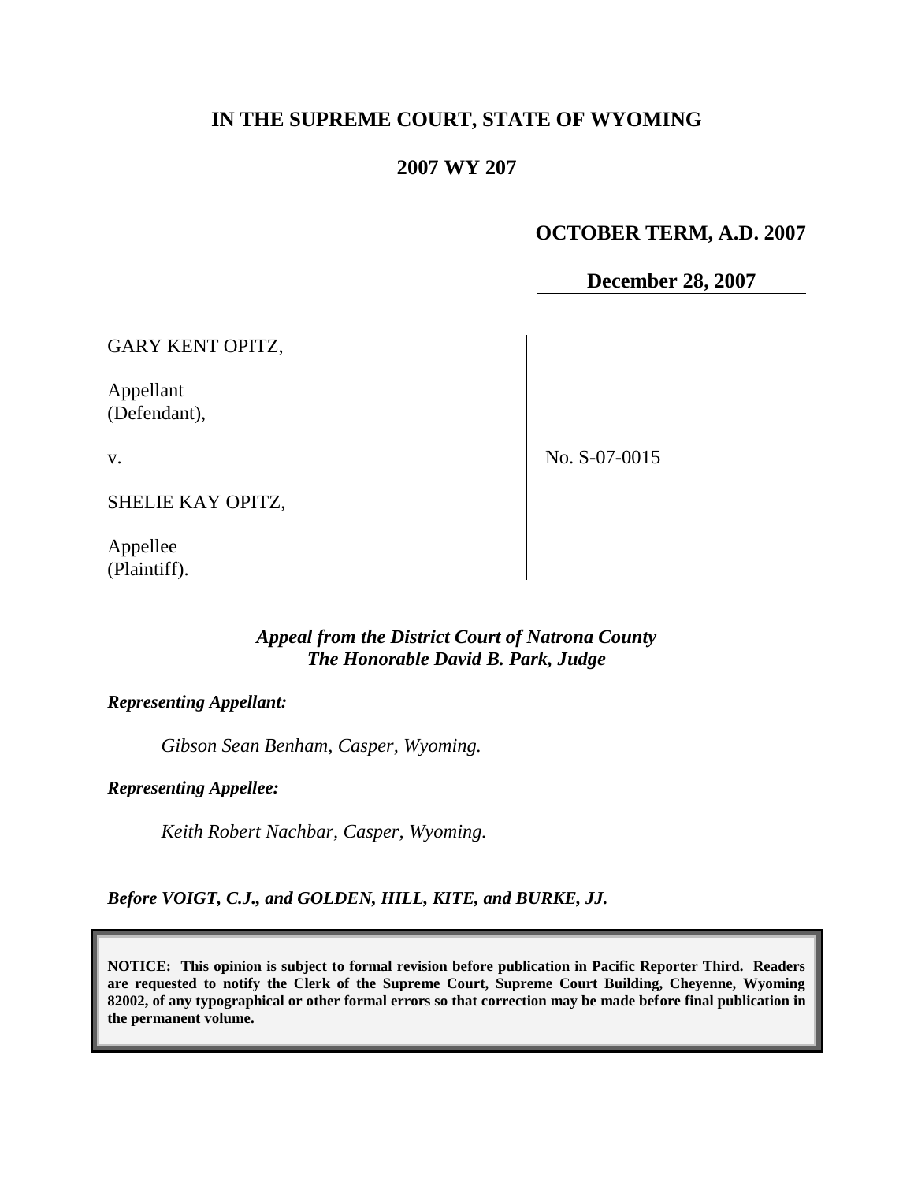# IN THE SUPREME COURT, STATE OF WYOMING

## 2007 WY 207

**OCTOBER TERM, A.D. 2007**

**December 28, 2007**

| | |
|---|---|
| GARY KENT OPITZ,<br><br>Appellant<br>(Defendant),<br><br>v.<br><br>SHELIE KAY OPITZ,<br><br>Appellee<br>(Plaintiff). | No. S-07-0015 |

***Appeal from the District Court of Natrona County***
***The Honorable David B. Park, Judge***

***Representing Appellant:***

*Gibson Sean Benham, Casper, Wyoming.*

***Representing Appellee:***

*Keith Robert Nachbar, Casper, Wyoming.*

***Before VOIGT, C.J., and GOLDEN, HILL, KITE, and BURKE, JJ.***

**NOTICE: This opinion is subject to formal revision before publication in Pacific Reporter Third. Readers are requested to notify the Clerk of the Supreme Court, Supreme Court Building, Cheyenne, Wyoming 82002, of any typographical or other formal errors so that correction may be made before final publication in the permanent volume.**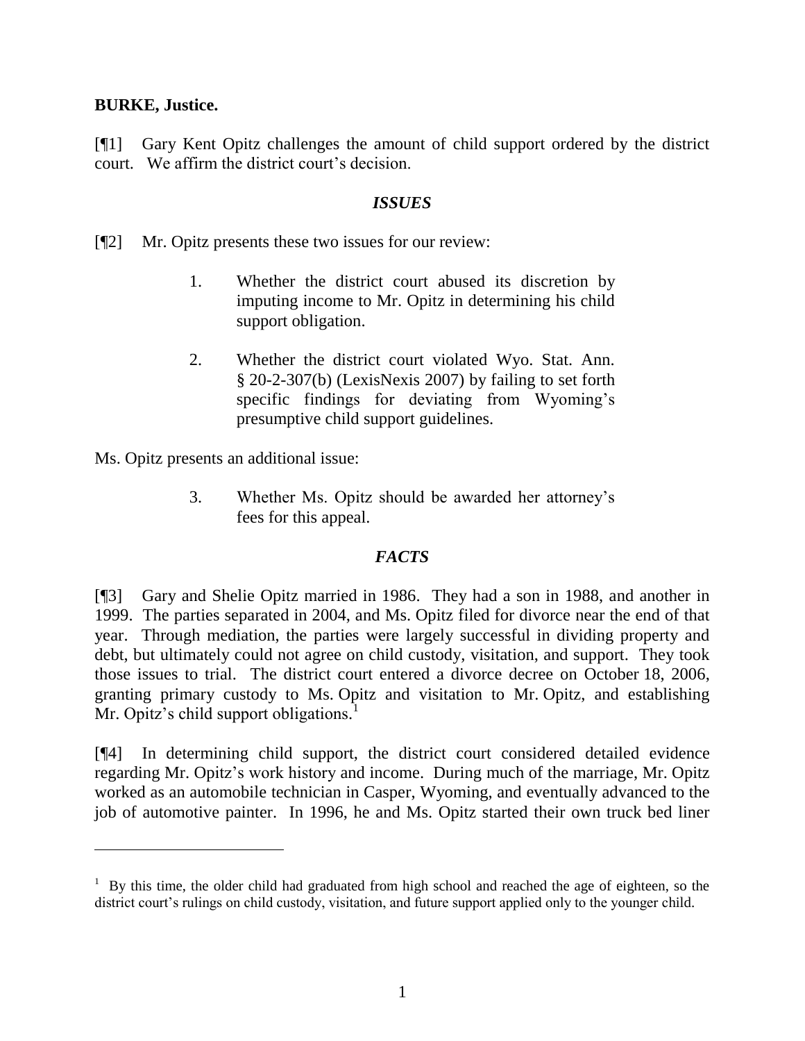**BURKE, Justice.**

[¶1] Gary Kent Opitz challenges the amount of child support ordered by the district court. We affirm the district court's decision.

### *ISSUES*

[¶2] Mr. Opitz presents these two issues for our review:

> 1. Whether the district court abused its discretion by imputing income to Mr. Opitz in determining his child support obligation.
>
> 2. Whether the district court violated Wyo. Stat. Ann. § 20-2-307(b) (LexisNexis 2007) by failing to set forth specific findings for deviating from Wyoming's presumptive child support guidelines.

Ms. Opitz presents an additional issue:

> 3. Whether Ms. Opitz should be awarded her attorney's fees for this appeal.

### *FACTS*

[¶3] Gary and Shelie Opitz married in 1986. They had a son in 1988, and another in 1999. The parties separated in 2004, and Ms. Opitz filed for divorce near the end of that year. Through mediation, the parties were largely successful in dividing property and debt, but ultimately could not agree on child custody, visitation, and support. They took those issues to trial. The district court entered a divorce decree on October 18, 2006, granting primary custody to Ms. Opitz and visitation to Mr. Opitz, and establishing Mr. Opitz's child support obligations.[1]

[¶4] In determining child support, the district court considered detailed evidence regarding Mr. Opitz's work history and income. During much of the marriage, Mr. Opitz worked as an automobile technician in Casper, Wyoming, and eventually advanced to the job of automotive painter. In 1996, he and Ms. Opitz started their own truck bed liner

---

[1] By this time, the older child had graduated from high school and reached the age of eighteen, so the district court's rulings on child custody, visitation, and future support applied only to the younger child.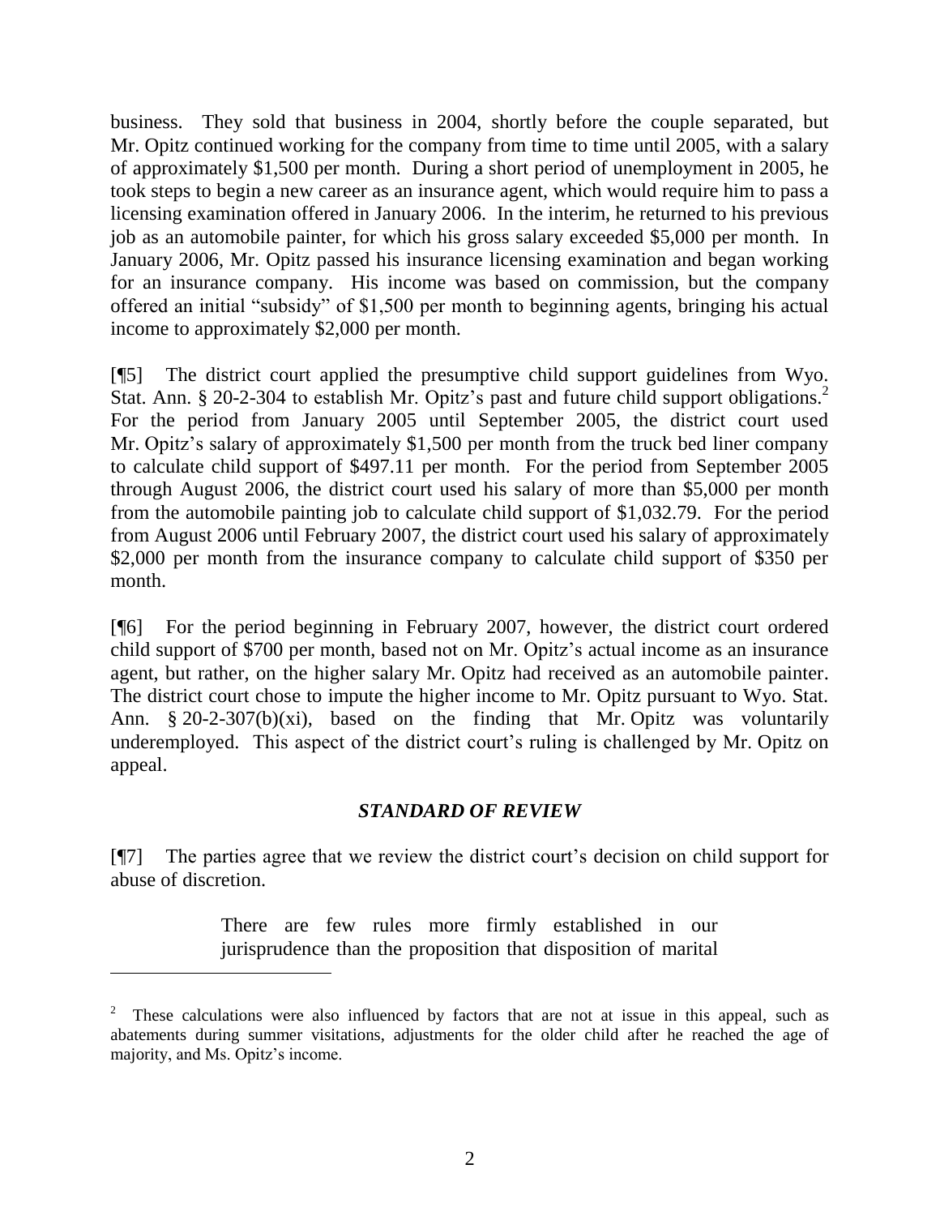business. They sold that business in 2004, shortly before the couple separated, but Mr. Opitz continued working for the company from time to time until 2005, with a salary of approximately $1,500 per month. During a short period of unemployment in 2005, he took steps to begin a new career as an insurance agent, which would require him to pass a licensing examination offered in January 2006. In the interim, he returned to his previous job as an automobile painter, for which his gross salary exceeded $5,000 per month. In January 2006, Mr. Opitz passed his insurance licensing examination and began working for an insurance company. His income was based on commission, but the company offered an initial "subsidy" of $1,500 per month to beginning agents, bringing his actual income to approximately $2,000 per month.

[¶5] The district court applied the presumptive child support guidelines from Wyo. Stat. Ann. § 20-2-304 to establish Mr. Opitz's past and future child support obligations.[2] For the period from January 2005 until September 2005, the district court used Mr. Opitz's salary of approximately $1,500 per month from the truck bed liner company to calculate child support of $497.11 per month. For the period from September 2005 through August 2006, the district court used his salary of more than $5,000 per month from the automobile painting job to calculate child support of $1,032.79. For the period from August 2006 until February 2007, the district court used his salary of approximately $2,000 per month from the insurance company to calculate child support of $350 per month.

[¶6] For the period beginning in February 2007, however, the district court ordered child support of $700 per month, based not on Mr. Opitz's actual income as an insurance agent, but rather, on the higher salary Mr. Opitz had received as an automobile painter. The district court chose to impute the higher income to Mr. Opitz pursuant to Wyo. Stat. Ann. § 20-2-307(b)(xi), based on the finding that Mr. Opitz was voluntarily underemployed. This aspect of the district court's ruling is challenged by Mr. Opitz on appeal.

### *STANDARD OF REVIEW*

[¶7] The parties agree that we review the district court's decision on child support for abuse of discretion.

> There are few rules more firmly established in our jurisprudence than the proposition that disposition of marital

---

[2] These calculations were also influenced by factors that are not at issue in this appeal, such as abatements during summer visitations, adjustments for the older child after he reached the age of majority, and Ms. Opitz's income.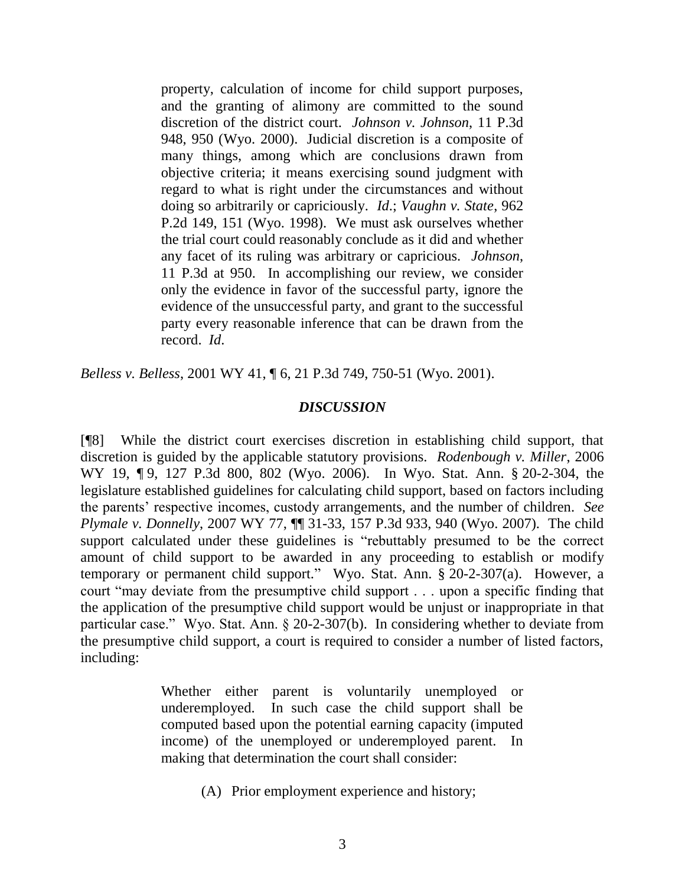> property, calculation of income for child support purposes, and the granting of alimony are committed to the sound discretion of the district court. *Johnson v. Johnson*, 11 P.3d 948, 950 (Wyo. 2000). Judicial discretion is a composite of many things, among which are conclusions drawn from objective criteria; it means exercising sound judgment with regard to what is right under the circumstances and without doing so arbitrarily or capriciously. *Id.*; *Vaughn v. State*, 962 P.2d 149, 151 (Wyo. 1998). We must ask ourselves whether the trial court could reasonably conclude as it did and whether any facet of its ruling was arbitrary or capricious. *Johnson*, 11 P.3d at 950. In accomplishing our review, we consider only the evidence in favor of the successful party, ignore the evidence of the unsuccessful party, and grant to the successful party every reasonable inference that can be drawn from the record. *Id*.

*Belless v. Belless*, 2001 WY 41, ¶ 6, 21 P.3d 749, 750-51 (Wyo. 2001).

### *DISCUSSION*

[¶8] While the district court exercises discretion in establishing child support, that discretion is guided by the applicable statutory provisions. *Rodenbough v. Miller*, 2006 WY 19, ¶ 9, 127 P.3d 800, 802 (Wyo. 2006). In Wyo. Stat. Ann. § 20-2-304, the legislature established guidelines for calculating child support, based on factors including the parents' respective incomes, custody arrangements, and the number of children. *See Plymale v. Donnelly*, 2007 WY 77, ¶¶ 31-33, 157 P.3d 933, 940 (Wyo. 2007). The child support calculated under these guidelines is "rebuttably presumed to be the correct amount of child support to be awarded in any proceeding to establish or modify temporary or permanent child support." Wyo. Stat. Ann. § 20-2-307(a). However, a court "may deviate from the presumptive child support . . . upon a specific finding that the application of the presumptive child support would be unjust or inappropriate in that particular case." Wyo. Stat. Ann. § 20-2-307(b). In considering whether to deviate from the presumptive child support, a court is required to consider a number of listed factors, including:

> Whether either parent is voluntarily unemployed or underemployed. In such case the child support shall be computed based upon the potential earning capacity (imputed income) of the unemployed or underemployed parent. In making that determination the court shall consider:
>
> (A) Prior employment experience and history;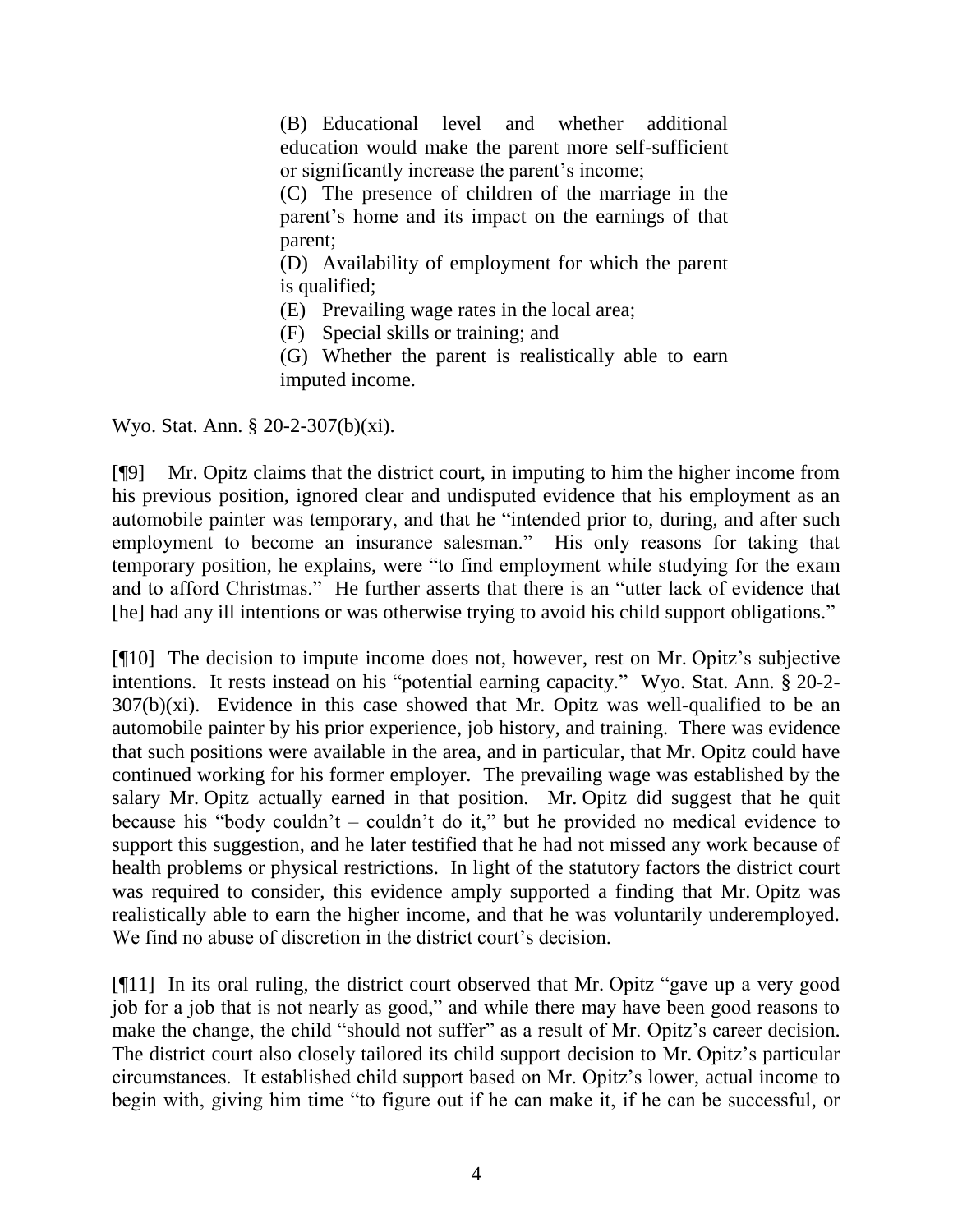> (B) Educational level and whether additional education would make the parent more self-sufficient or significantly increase the parent's income;
>
> (C) The presence of children of the marriage in the parent's home and its impact on the earnings of that parent;
>
> (D) Availability of employment for which the parent is qualified;
>
> (E) Prevailing wage rates in the local area;
>
> (F) Special skills or training; and
>
> (G) Whether the parent is realistically able to earn imputed income.

Wyo. Stat. Ann. § 20-2-307(b)(xi).

[¶9] Mr. Opitz claims that the district court, in imputing to him the higher income from his previous position, ignored clear and undisputed evidence that his employment as an automobile painter was temporary, and that he "intended prior to, during, and after such employment to become an insurance salesman." His only reasons for taking that temporary position, he explains, were "to find employment while studying for the exam and to afford Christmas." He further asserts that there is an "utter lack of evidence that [he] had any ill intentions or was otherwise trying to avoid his child support obligations."

[¶10] The decision to impute income does not, however, rest on Mr. Opitz's subjective intentions. It rests instead on his "potential earning capacity." Wyo. Stat. Ann. § 20-2-307(b)(xi). Evidence in this case showed that Mr. Opitz was well-qualified to be an automobile painter by his prior experience, job history, and training. There was evidence that such positions were available in the area, and in particular, that Mr. Opitz could have continued working for his former employer. The prevailing wage was established by the salary Mr. Opitz actually earned in that position. Mr. Opitz did suggest that he quit because his "body couldn't – couldn't do it," but he provided no medical evidence to support this suggestion, and he later testified that he had not missed any work because of health problems or physical restrictions. In light of the statutory factors the district court was required to consider, this evidence amply supported a finding that Mr. Opitz was realistically able to earn the higher income, and that he was voluntarily underemployed. We find no abuse of discretion in the district court's decision.

[¶11] In its oral ruling, the district court observed that Mr. Opitz "gave up a very good job for a job that is not nearly as good," and while there may have been good reasons to make the change, the child "should not suffer" as a result of Mr. Opitz's career decision. The district court also closely tailored its child support decision to Mr. Opitz's particular circumstances. It established child support based on Mr. Opitz's lower, actual income to begin with, giving him time "to figure out if he can make it, if he can be successful, or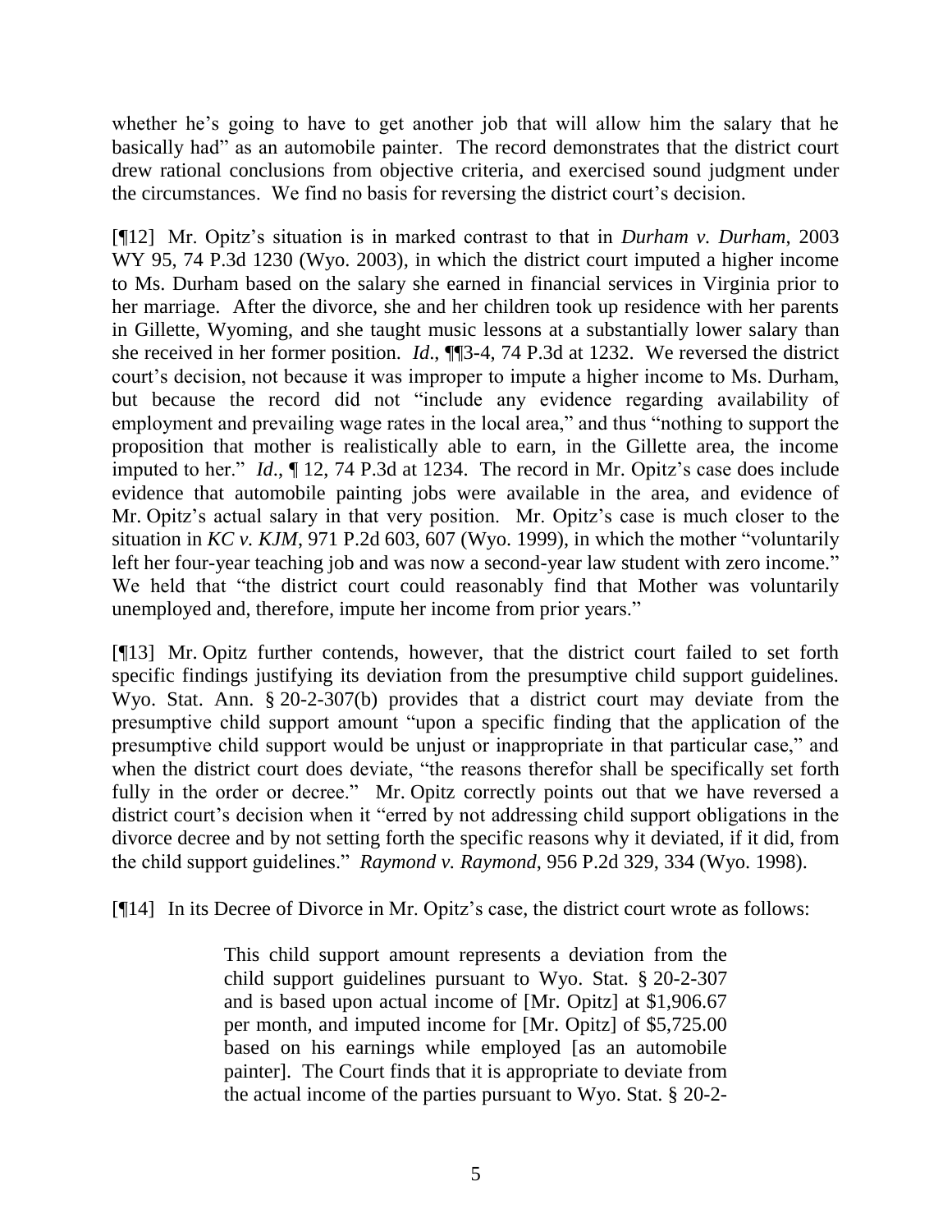whether he's going to have to get another job that will allow him the salary that he basically had" as an automobile painter. The record demonstrates that the district court drew rational conclusions from objective criteria, and exercised sound judgment under the circumstances. We find no basis for reversing the district court's decision.

[¶12] Mr. Opitz's situation is in marked contrast to that in *Durham v. Durham*, 2003 WY 95, 74 P.3d 1230 (Wyo. 2003), in which the district court imputed a higher income to Ms. Durham based on the salary she earned in financial services in Virginia prior to her marriage. After the divorce, she and her children took up residence with her parents in Gillette, Wyoming, and she taught music lessons at a substantially lower salary than she received in her former position. *Id*., ¶¶3-4, 74 P.3d at 1232. We reversed the district court's decision, not because it was improper to impute a higher income to Ms. Durham, but because the record did not "include any evidence regarding availability of employment and prevailing wage rates in the local area," and thus "nothing to support the proposition that mother is realistically able to earn, in the Gillette area, the income imputed to her." *Id*., ¶ 12, 74 P.3d at 1234. The record in Mr. Opitz's case does include evidence that automobile painting jobs were available in the area, and evidence of Mr. Opitz's actual salary in that very position. Mr. Opitz's case is much closer to the situation in *KC v. KJM*, 971 P.2d 603, 607 (Wyo. 1999), in which the mother "voluntarily left her four-year teaching job and was now a second-year law student with zero income." We held that "the district court could reasonably find that Mother was voluntarily unemployed and, therefore, impute her income from prior years."

[¶13] Mr. Opitz further contends, however, that the district court failed to set forth specific findings justifying its deviation from the presumptive child support guidelines. Wyo. Stat. Ann. § 20-2-307(b) provides that a district court may deviate from the presumptive child support amount "upon a specific finding that the application of the presumptive child support would be unjust or inappropriate in that particular case," and when the district court does deviate, "the reasons therefor shall be specifically set forth fully in the order or decree." Mr. Opitz correctly points out that we have reversed a district court's decision when it "erred by not addressing child support obligations in the divorce decree and by not setting forth the specific reasons why it deviated, if it did, from the child support guidelines." *Raymond v. Raymond*, 956 P.2d 329, 334 (Wyo. 1998).

[¶14] In its Decree of Divorce in Mr. Opitz's case, the district court wrote as follows:

> This child support amount represents a deviation from the child support guidelines pursuant to Wyo. Stat. § 20-2-307 and is based upon actual income of [Mr. Opitz] at $1,906.67 per month, and imputed income for [Mr. Opitz] of $5,725.00 based on his earnings while employed [as an automobile painter]. The Court finds that it is appropriate to deviate from the actual income of the parties pursuant to Wyo. Stat. § 20-2-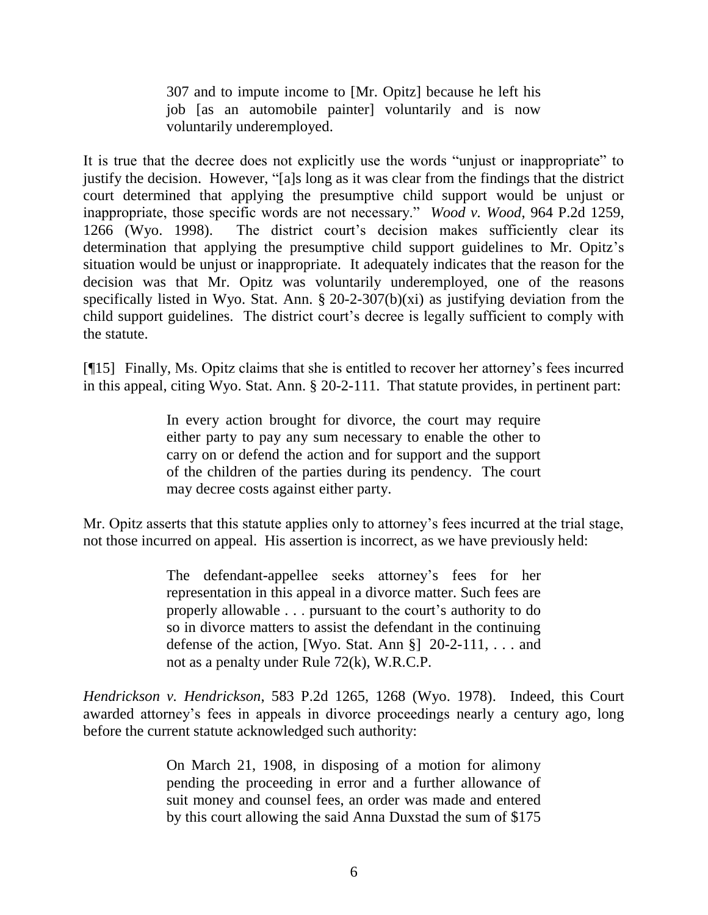> 307 and to impute income to [Mr. Opitz] because he left his job [as an automobile painter] voluntarily and is now voluntarily underemployed.

It is true that the decree does not explicitly use the words "unjust or inappropriate" to justify the decision. However, "[a]s long as it was clear from the findings that the district court determined that applying the presumptive child support would be unjust or inappropriate, those specific words are not necessary." *Wood v. Wood*, 964 P.2d 1259, 1266 (Wyo. 1998). The district court's decision makes sufficiently clear its determination that applying the presumptive child support guidelines to Mr. Opitz's situation would be unjust or inappropriate. It adequately indicates that the reason for the decision was that Mr. Opitz was voluntarily underemployed, one of the reasons specifically listed in Wyo. Stat. Ann. § 20-2-307(b)(xi) as justifying deviation from the child support guidelines. The district court's decree is legally sufficient to comply with the statute.

[¶15] Finally, Ms. Opitz claims that she is entitled to recover her attorney's fees incurred in this appeal, citing Wyo. Stat. Ann. § 20-2-111. That statute provides, in pertinent part:

> In every action brought for divorce, the court may require either party to pay any sum necessary to enable the other to carry on or defend the action and for support and the support of the children of the parties during its pendency. The court may decree costs against either party.

Mr. Opitz asserts that this statute applies only to attorney's fees incurred at the trial stage, not those incurred on appeal. His assertion is incorrect, as we have previously held:

> The defendant-appellee seeks attorney's fees for her representation in this appeal in a divorce matter. Such fees are properly allowable . . . pursuant to the court's authority to do so in divorce matters to assist the defendant in the continuing defense of the action, [Wyo. Stat. Ann §] 20-2-111, . . . and not as a penalty under Rule 72(k), W.R.C.P.

*Hendrickson v. Hendrickson*, 583 P.2d 1265, 1268 (Wyo. 1978). Indeed, this Court awarded attorney's fees in appeals in divorce proceedings nearly a century ago, long before the current statute acknowledged such authority:

> On March 21, 1908, in disposing of a motion for alimony pending the proceeding in error and a further allowance of suit money and counsel fees, an order was made and entered by this court allowing the said Anna Duxstad the sum of $175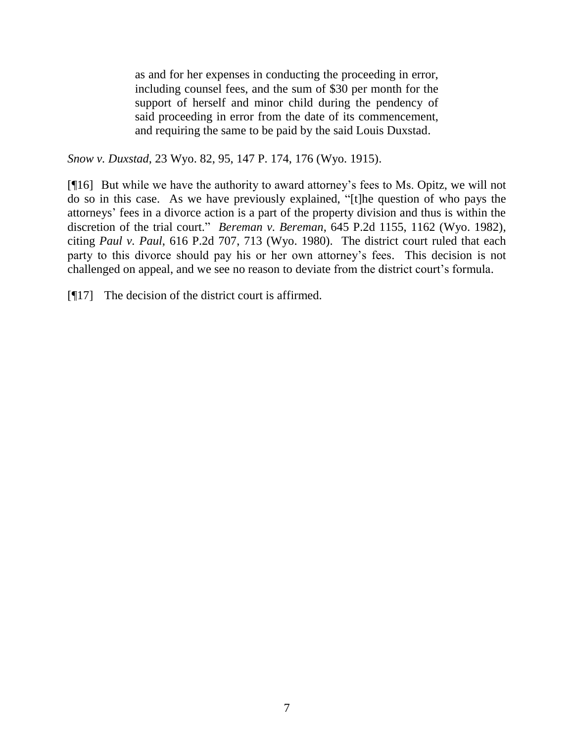> as and for her expenses in conducting the proceeding in error, including counsel fees, and the sum of $30 per month for the support of herself and minor child during the pendency of said proceeding in error from the date of its commencement, and requiring the same to be paid by the said Louis Duxstad.

*Snow v. Duxstad*, 23 Wyo. 82, 95, 147 P. 174, 176 (Wyo. 1915).

[¶16] But while we have the authority to award attorney's fees to Ms. Opitz, we will not do so in this case. As we have previously explained, "[t]he question of who pays the attorneys' fees in a divorce action is a part of the property division and thus is within the discretion of the trial court." *Bereman v. Bereman*, 645 P.2d 1155, 1162 (Wyo. 1982), citing *Paul v. Paul*, 616 P.2d 707, 713 (Wyo. 1980). The district court ruled that each party to this divorce should pay his or her own attorney's fees. This decision is not challenged on appeal, and we see no reason to deviate from the district court's formula.

[¶17] The decision of the district court is affirmed.